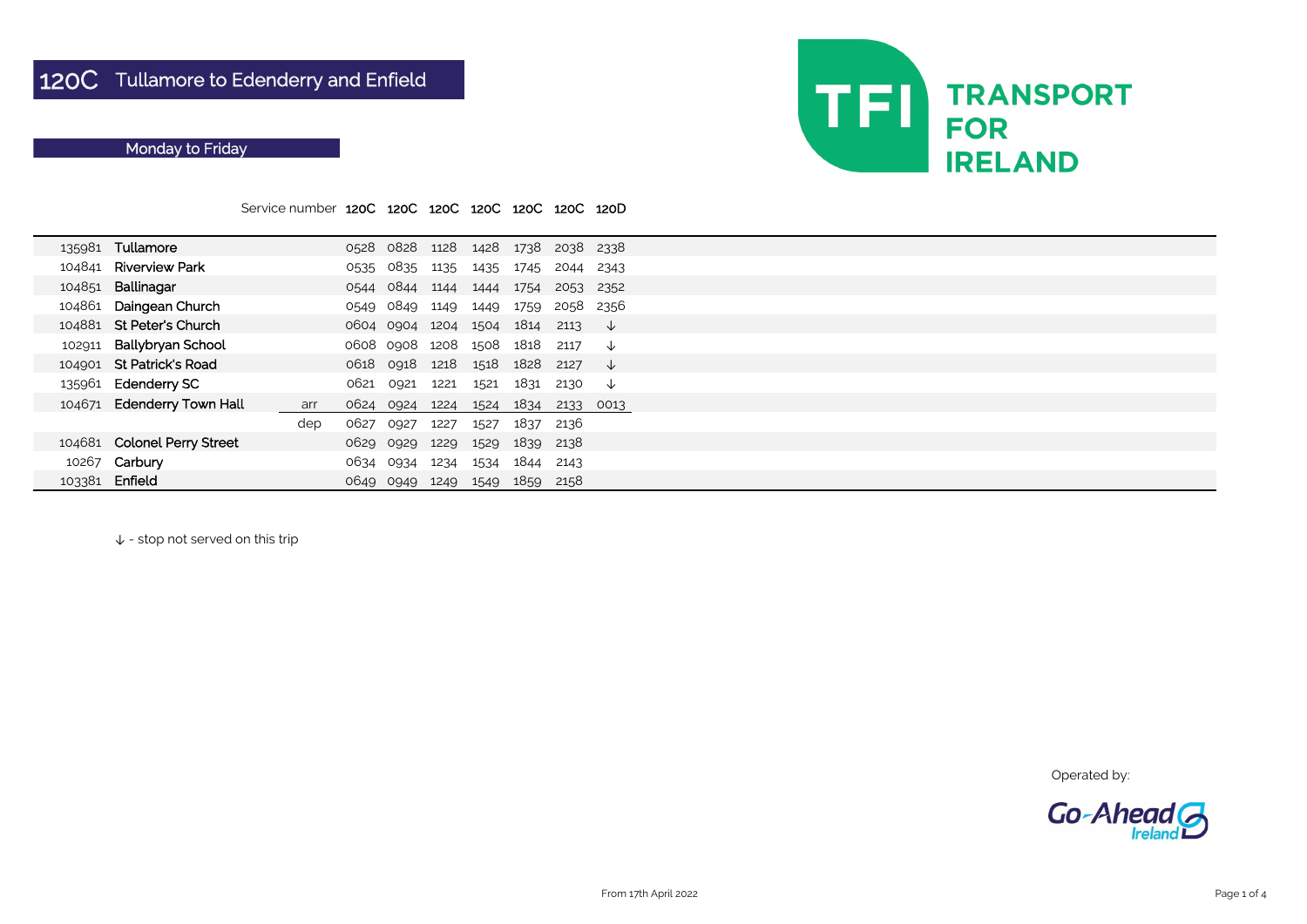# 120C Tullamore to Edenderry and Enfield

## Monday to Friday

TFI TRANSPORT FOR IRELAND

| | Service number | | 120C | 120C | 120C | 120C | 120C | 120C | 120D |
|---|---|---|---|---|---|---|---|---|---|
| 135981 | Tullamore | | 0528 | 0828 | 1128 | 1428 | 1738 | 2038 | 2338 |
| 104841 | Riverview Park | | 0535 | 0835 | 1135 | 1435 | 1745 | 2044 | 2343 |
| 104851 | Ballinagar | | 0544 | 0844 | 1144 | 1444 | 1754 | 2053 | 2352 |
| 104861 | Daingean Church | | 0549 | 0849 | 1149 | 1449 | 1759 | 2058 | 2356 |
| 104881 | St Peter's Church | | 0604 | 0904 | 1204 | 1504 | 1814 | 2113 | ↓ |
| 102911 | Ballybryan School | | 0608 | 0908 | 1208 | 1508 | 1818 | 2117 | ↓ |
| 104901 | St Patrick's Road | | 0618 | 0918 | 1218 | 1518 | 1828 | 2127 | ↓ |
| 135961 | Edenderry SC | | 0621 | 0921 | 1221 | 1521 | 1831 | 2130 | ↓ |
| 104671 | Edenderry Town Hall | arr | 0624 | 0924 | 1224 | 1524 | 1834 | 2133 | 0013 |
| | | dep | 0627 | 0927 | 1227 | 1527 | 1837 | 2136 | |
| 104681 | Colonel Perry Street | | 0629 | 0929 | 1229 | 1529 | 1839 | 2138 | |
| 10267 | Carbury | | 0634 | 0934 | 1234 | 1534 | 1844 | 2143 | |
| 103381 | Enfield | | 0649 | 0949 | 1249 | 1549 | 1859 | 2158 | |

↓ - stop not served on this trip

Operated by: Go-Ahead Ireland

From 17th April 2022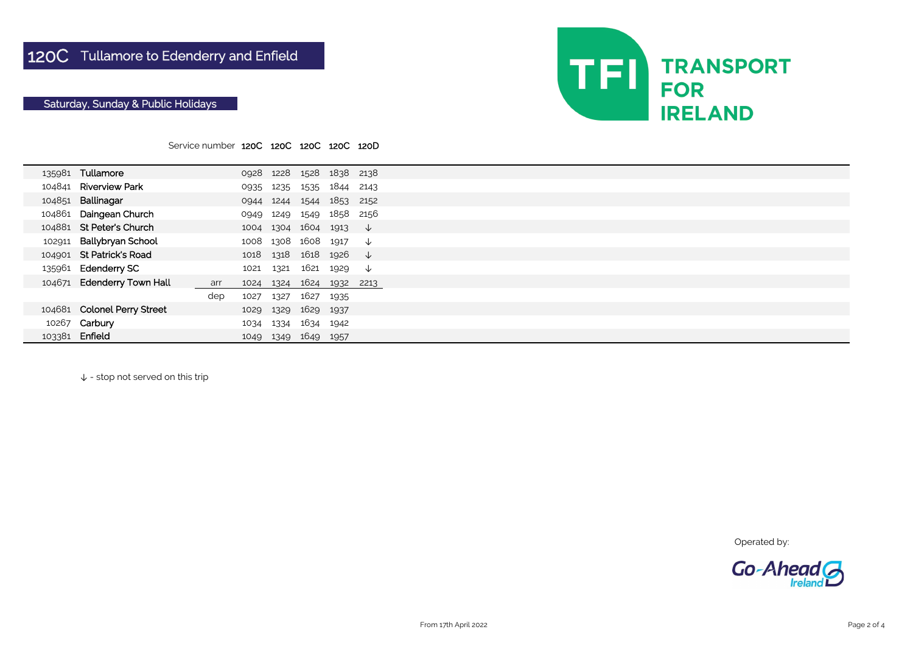# 120C Tullamore to Edenderry and Enfield

## Saturday, Sunday & Public Holidays

TFI TRANSPORT FOR IRELAND

| | Service number | | 120C | 120C | 120C | 120C | 120D |
|---|---|---|---|---|---|---|---|
| 135981 | Tullamore | | 0928 | 1228 | 1528 | 1838 | 2138 |
| 104841 | Riverview Park | | 0935 | 1235 | 1535 | 1844 | 2143 |
| 104851 | Ballinagar | | 0944 | 1244 | 1544 | 1853 | 2152 |
| 104861 | Daingean Church | | 0949 | 1249 | 1549 | 1858 | 2156 |
| 104881 | St Peter's Church | | 1004 | 1304 | 1604 | 1913 | ↓ |
| 102911 | Ballybryan School | | 1008 | 1308 | 1608 | 1917 | ↓ |
| 104901 | St Patrick's Road | | 1018 | 1318 | 1618 | 1926 | ↓ |
| 135961 | Edenderry SC | | 1021 | 1321 | 1621 | 1929 | ↓ |
| 104671 | Edenderry Town Hall | arr | 1024 | 1324 | 1624 | 1932 | 2213 |
| | | dep | 1027 | 1327 | 1627 | 1935 | |
| 104681 | Colonel Perry Street | | 1029 | 1329 | 1629 | 1937 | |
| 10267 | Carbury | | 1034 | 1334 | 1634 | 1942 | |
| 103381 | Enfield | | 1049 | 1349 | 1649 | 1957 | |

↓ - stop not served on this trip

Operated by: Go-Ahead Ireland

From 17th April 2022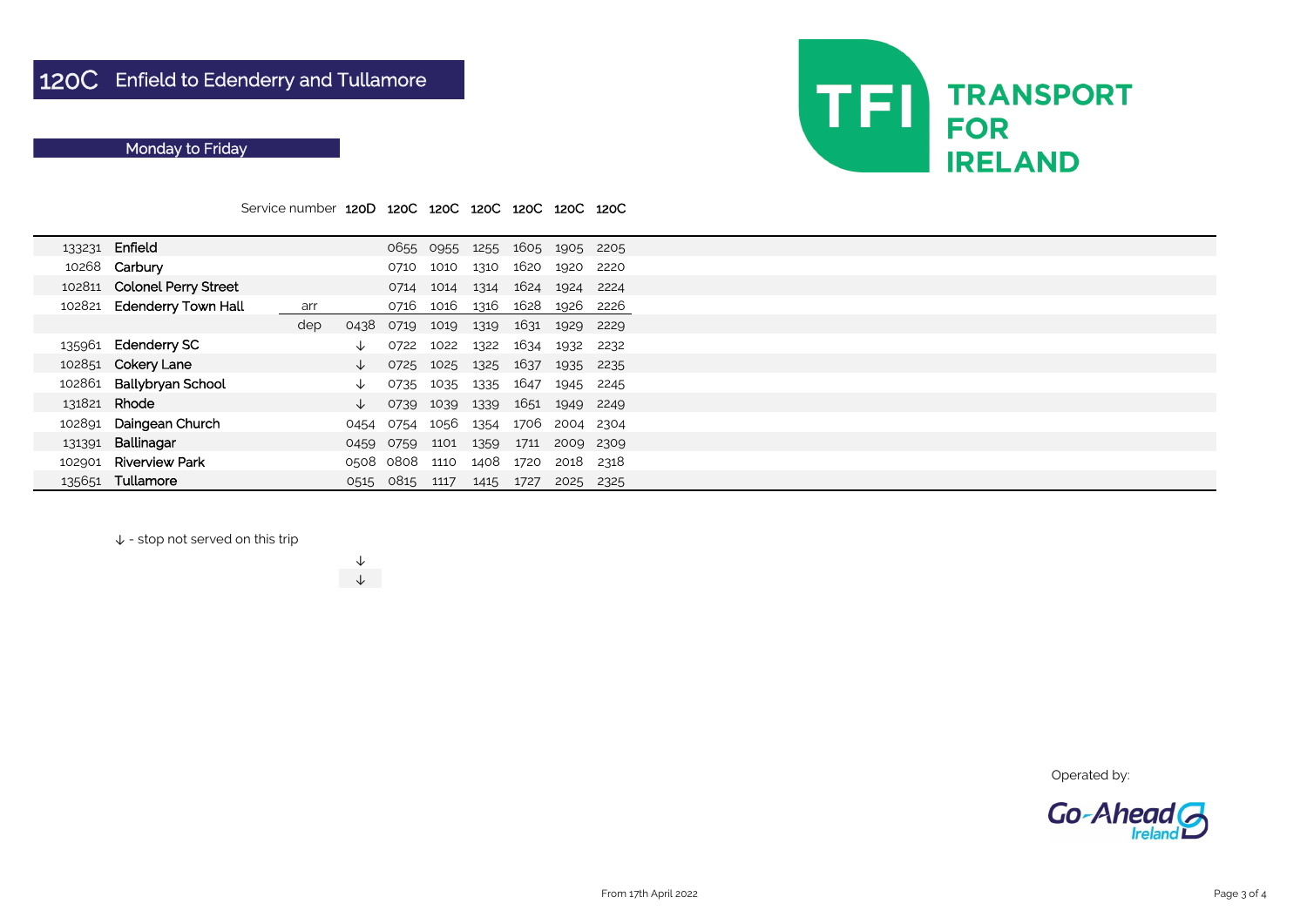# 120C Enfield to Edenderry and Tullamore

## Monday to Friday

TRANSPORT FOR IRELAND

| | Service number | | 120D | 120C | 120C | 120C | 120C | 120C | 120C |
|---|---|---|---|---|---|---|---|---|---|
| 133231 | Enfield | | | 0655 | 0955 | 1255 | 1605 | 1905 | 2205 |
| 10268 | Carbury | | | 0710 | 1010 | 1310 | 1620 | 1920 | 2220 |
| 102811 | Colonel Perry Street | | | 0714 | 1014 | 1314 | 1624 | 1924 | 2224 |
| 102821 | Edenderry Town Hall | arr | | 0716 | 1016 | 1316 | 1628 | 1926 | 2226 |
| | | dep | 0438 | 0719 | 1019 | 1319 | 1631 | 1929 | 2229 |
| 135961 | Edenderry SC | | ↓ | 0722 | 1022 | 1322 | 1634 | 1932 | 2232 |
| 102851 | Cokery Lane | | ↓ | 0725 | 1025 | 1325 | 1637 | 1935 | 2235 |
| 102861 | Ballybryan School | | ↓ | 0735 | 1035 | 1335 | 1647 | 1945 | 2245 |
| 131821 | Rhode | | ↓ | 0739 | 1039 | 1339 | 1651 | 1949 | 2249 |
| 102891 | Daingean Church | | 0454 | 0754 | 1056 | 1354 | 1706 | 2004 | 2304 |
| 131391 | Ballinagar | | 0459 | 0759 | 1101 | 1359 | 1711 | 2009 | 2309 |
| 102901 | Riverview Park | | 0508 | 0808 | 1110 | 1408 | 1720 | 2018 | 2318 |
| 135651 | Tullamore | | 0515 | 0815 | 1117 | 1415 | 1727 | 2025 | 2325 |

↓ - stop not served on this trip

↓

↓

Operated by: Go-Ahead Ireland

From 17th April 2022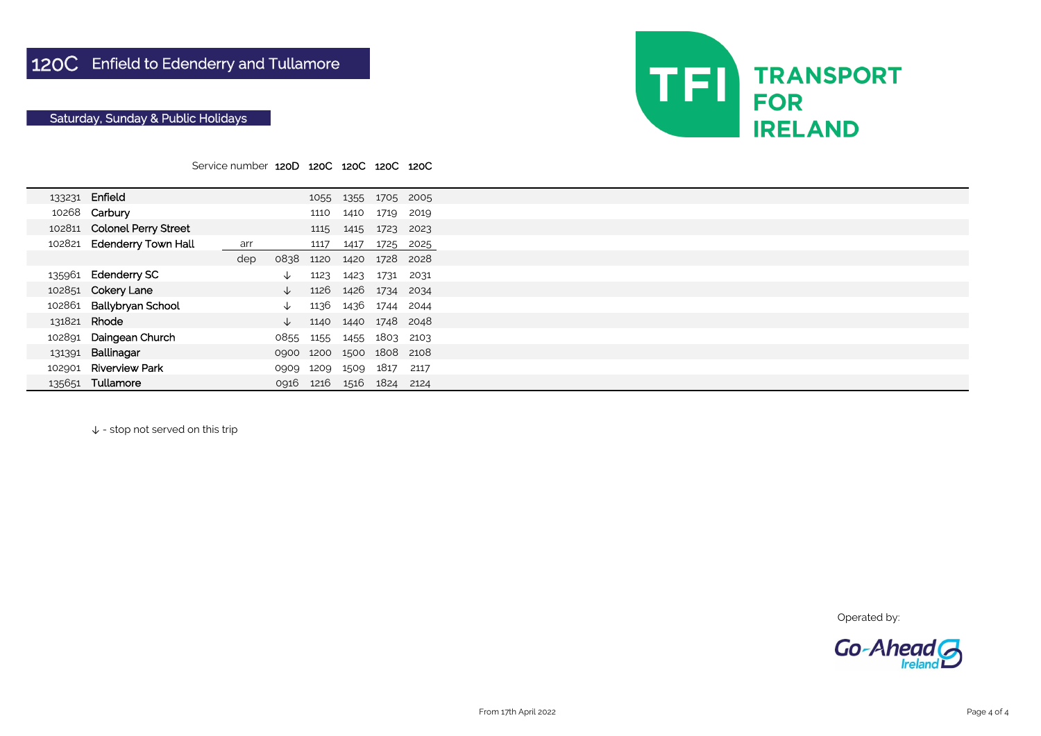# 120C Enfield to Edenderry and Tullamore

## Saturday, Sunday & Public Holidays

TRANSPORT FOR IRELAND

| | | | Service number | 120D | 120C | 120C | 120C | 120C |
|---|---|---|---|---|---|---|---|---|
| 133231 | Enfield | | | | 1055 | 1355 | 1705 | 2005 |
| 10268 | Carbury | | | | 1110 | 1410 | 1719 | 2019 |
| 102811 | Colonel Perry Street | | | | 1115 | 1415 | 1723 | 2023 |
| 102821 | Edenderry Town Hall | arr | | | 1117 | 1417 | 1725 | 2025 |
| | | dep | | 0838 | 1120 | 1420 | 1728 | 2028 |
| 135961 | Edenderry SC | | | ↓ | 1123 | 1423 | 1731 | 2031 |
| 102851 | Cokery Lane | | | ↓ | 1126 | 1426 | 1734 | 2034 |
| 102861 | Ballybryan School | | | ↓ | 1136 | 1436 | 1744 | 2044 |
| 131821 | Rhode | | | ↓ | 1140 | 1440 | 1748 | 2048 |
| 102891 | Daingean Church | | | 0855 | 1155 | 1455 | 1803 | 2103 |
| 131391 | Ballinagar | | | 0900 | 1200 | 1500 | 1808 | 2108 |
| 102901 | Riverview Park | | | 0909 | 1209 | 1509 | 1817 | 2117 |
| 135651 | Tullamore | | | 0916 | 1216 | 1516 | 1824 | 2124 |

↓ - stop not served on this trip

Operated by: Go-Ahead Ireland

From 17th April 2022